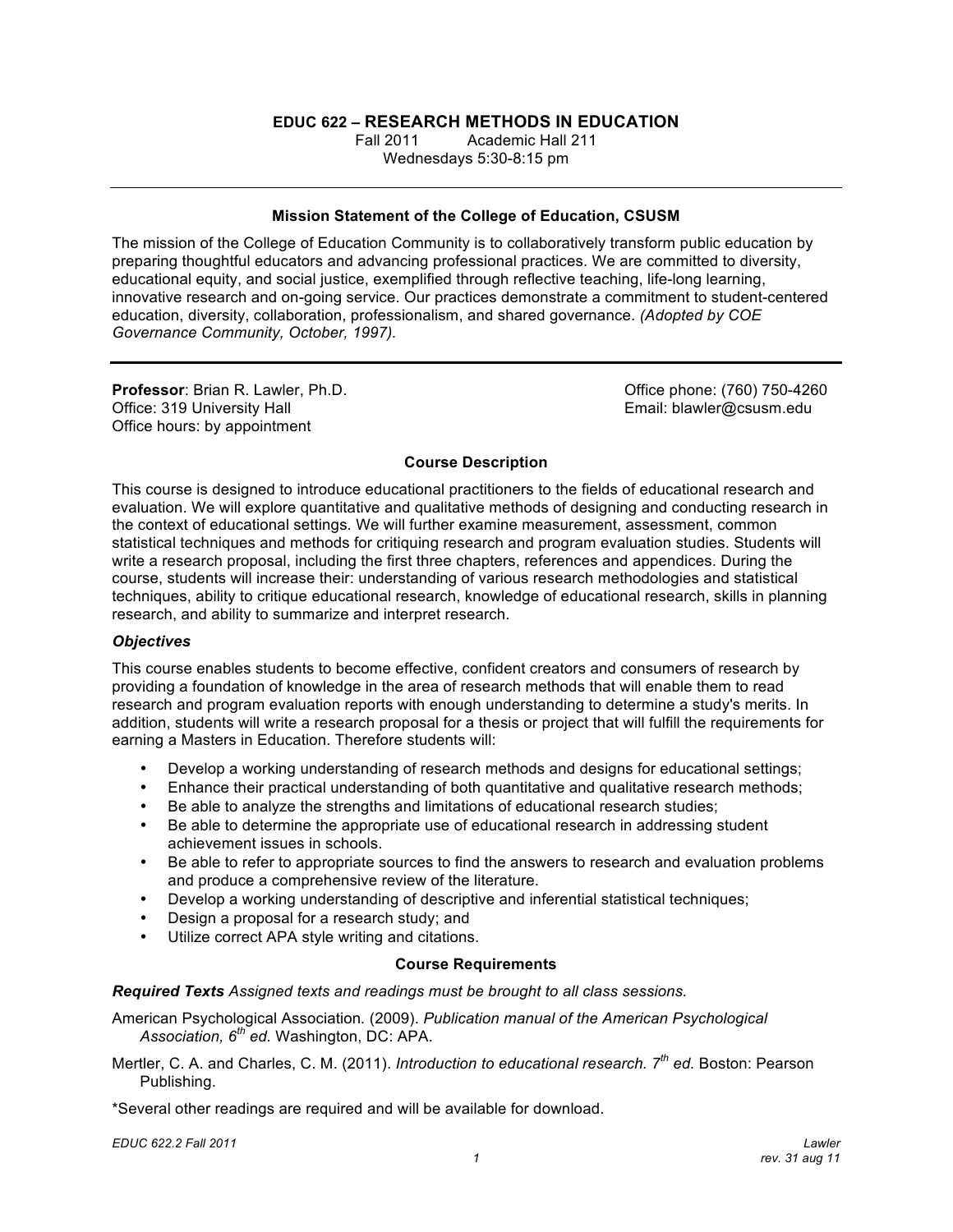# EDUC 622 – RESEARCH METHODS IN EDUCATION

Fall 2011 Academic Hall 211

Wednesdays 5:30-8:15 pm

---

### Mission Statement of the College of Education, CSUSM

The mission of the College of Education Community is to collaboratively transform public education by preparing thoughtful educators and advancing professional practices. We are committed to diversity, educational equity, and social justice, exemplified through reflective teaching, life-long learning, innovative research and on-going service. Our practices demonstrate a commitment to student-centered education, diversity, collaboration, professionalism, and shared governance. *(Adopted by COE Governance Community, October, 1997).*

---

**Professor**: Brian R. Lawler, Ph.D.
Office: 319 University Hall
Office hours: by appointment

Office phone: (760) 750-4260
Email: blawler@csusm.edu

### Course Description

This course is designed to introduce educational practitioners to the fields of educational research and evaluation. We will explore quantitative and qualitative methods of designing and conducting research in the context of educational settings. We will further examine measurement, assessment, common statistical techniques and methods for critiquing research and program evaluation studies. Students will write a research proposal, including the first three chapters, references and appendices. During the course, students will increase their: understanding of various research methodologies and statistical techniques, ability to critique educational research, knowledge of educational research, skills in planning research, and ability to summarize and interpret research.

#### *Objectives*

This course enables students to become effective, confident creators and consumers of research by providing a foundation of knowledge in the area of research methods that will enable them to read research and program evaluation reports with enough understanding to determine a study's merits. In addition, students will write a research proposal for a thesis or project that will fulfill the requirements for earning a Masters in Education. Therefore students will:

- Develop a working understanding of research methods and designs for educational settings;
- Enhance their practical understanding of both quantitative and qualitative research methods;
- Be able to analyze the strengths and limitations of educational research studies;
- Be able to determine the appropriate use of educational research in addressing student achievement issues in schools.
- Be able to refer to appropriate sources to find the answers to research and evaluation problems and produce a comprehensive review of the literature.
- Develop a working understanding of descriptive and inferential statistical techniques;
- Design a proposal for a research study; and
- Utilize correct APA style writing and citations.

### Course Requirements

***Required Texts*** *Assigned texts and readings must be brought to all class sessions.*

American Psychological Association. (2009). *Publication manual of the American Psychological Association, 6th ed.* Washington, DC: APA.

Mertler, C. A. and Charles, C. M. (2011). *Introduction to educational research. 7th ed.* Boston: Pearson Publishing.

*Several other readings are required and will be available for download.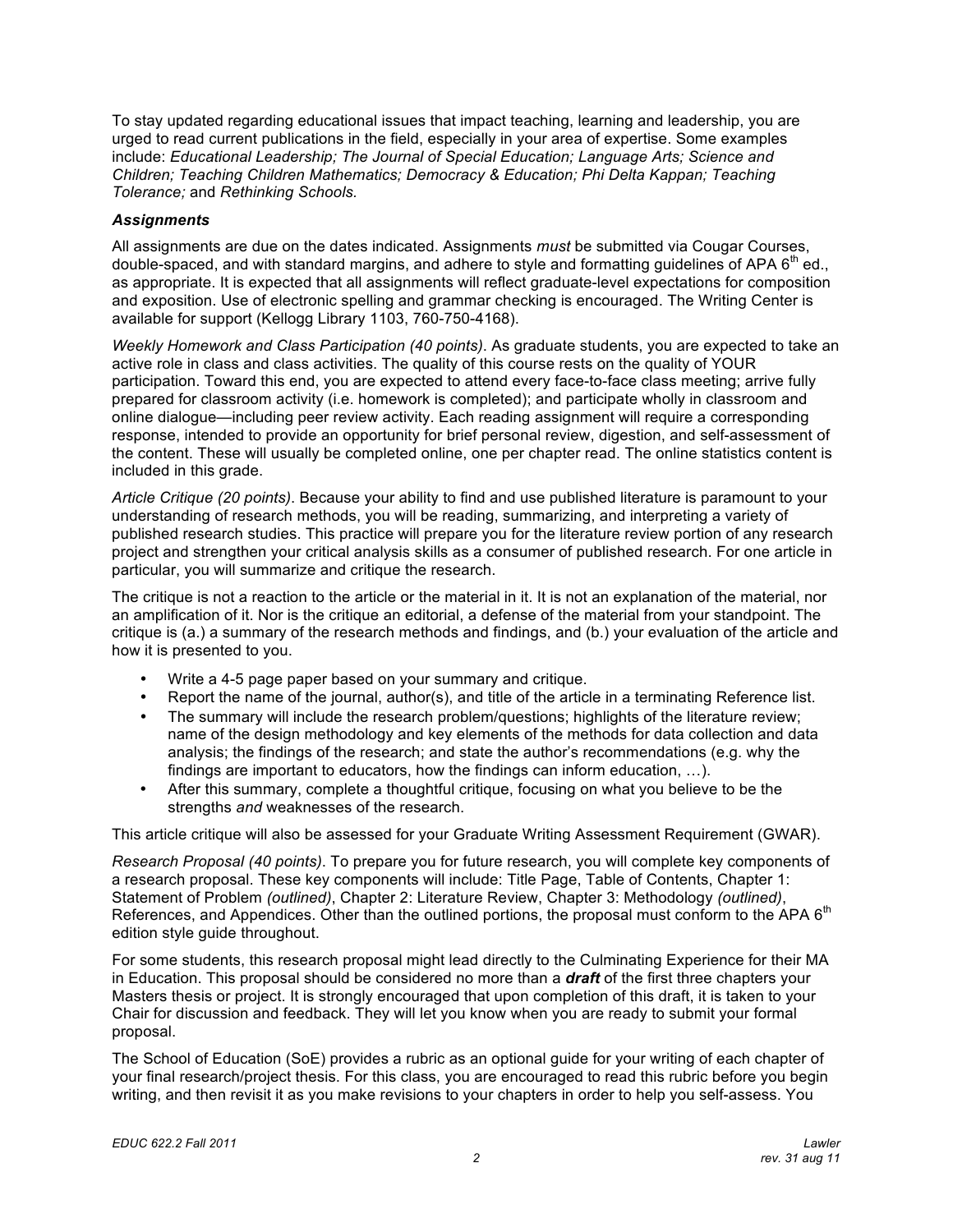To stay updated regarding educational issues that impact teaching, learning and leadership, you are urged to read current publications in the field, especially in your area of expertise. Some examples include: *Educational Leadership; The Journal of Special Education; Language Arts; Science and Children; Teaching Children Mathematics; Democracy & Education; Phi Delta Kappan; Teaching Tolerance;* and *Rethinking Schools.*

### *Assignments*

All assignments are due on the dates indicated. Assignments *must* be submitted via Cougar Courses, double-spaced, and with standard margins, and adhere to style and formatting guidelines of APA 6th ed., as appropriate. It is expected that all assignments will reflect graduate-level expectations for composition and exposition. Use of electronic spelling and grammar checking is encouraged. The Writing Center is available for support (Kellogg Library 1103, 760-750-4168).

*Weekly Homework and Class Participation (40 points)*. As graduate students, you are expected to take an active role in class and class activities. The quality of this course rests on the quality of YOUR participation. Toward this end, you are expected to attend every face-to-face class meeting; arrive fully prepared for classroom activity (i.e. homework is completed); and participate wholly in classroom and online dialogue—including peer review activity. Each reading assignment will require a corresponding response, intended to provide an opportunity for brief personal review, digestion, and self-assessment of the content. These will usually be completed online, one per chapter read. The online statistics content is included in this grade.

*Article Critique (20 points)*. Because your ability to find and use published literature is paramount to your understanding of research methods, you will be reading, summarizing, and interpreting a variety of published research studies. This practice will prepare you for the literature review portion of any research project and strengthen your critical analysis skills as a consumer of published research. For one article in particular, you will summarize and critique the research.

The critique is not a reaction to the article or the material in it. It is not an explanation of the material, nor an amplification of it. Nor is the critique an editorial, a defense of the material from your standpoint. The critique is (a.) a summary of the research methods and findings, and (b.) your evaluation of the article and how it is presented to you.

- Write a 4-5 page paper based on your summary and critique.
- Report the name of the journal, author(s), and title of the article in a terminating Reference list.
- The summary will include the research problem/questions; highlights of the literature review; name of the design methodology and key elements of the methods for data collection and data analysis; the findings of the research; and state the author's recommendations (e.g. why the findings are important to educators, how the findings can inform education, …).
- After this summary, complete a thoughtful critique, focusing on what you believe to be the strengths *and* weaknesses of the research.

This article critique will also be assessed for your Graduate Writing Assessment Requirement (GWAR).

*Research Proposal (40 points)*. To prepare you for future research, you will complete key components of a research proposal. These key components will include: Title Page, Table of Contents, Chapter 1: Statement of Problem *(outlined)*, Chapter 2: Literature Review, Chapter 3: Methodology *(outlined)*, References, and Appendices. Other than the outlined portions, the proposal must conform to the APA 6th edition style guide throughout.

For some students, this research proposal might lead directly to the Culminating Experience for their MA in Education. This proposal should be considered no more than a ***draft*** of the first three chapters your Masters thesis or project. It is strongly encouraged that upon completion of this draft, it is taken to your Chair for discussion and feedback. They will let you know when you are ready to submit your formal proposal.

The School of Education (SoE) provides a rubric as an optional guide for your writing of each chapter of your final research/project thesis. For this class, you are encouraged to read this rubric before you begin writing, and then revisit it as you make revisions to your chapters in order to help you self-assess. You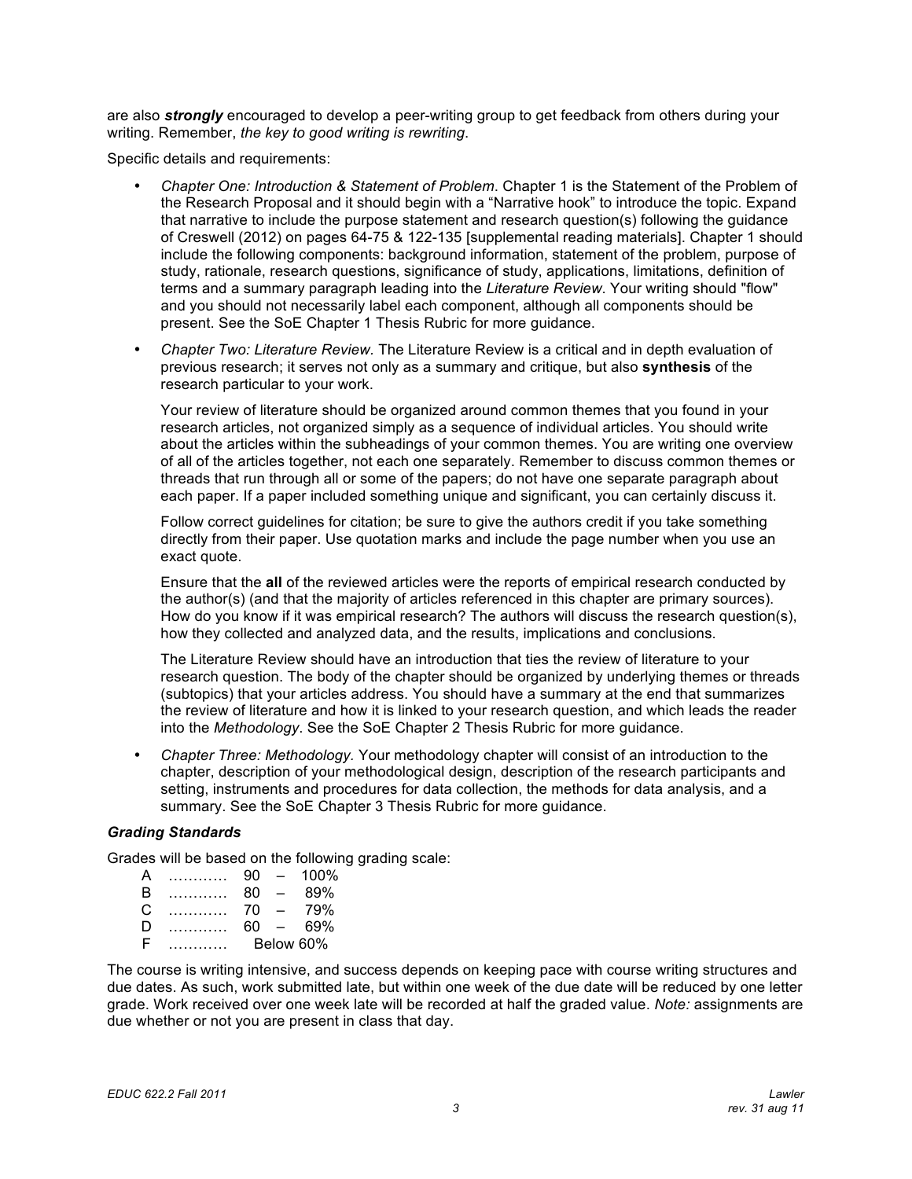are also ***strongly*** encouraged to develop a peer-writing group to get feedback from others during your writing. Remember, *the key to good writing is rewriting*.

Specific details and requirements:

- *Chapter One: Introduction & Statement of Problem*. Chapter 1 is the Statement of the Problem of the Research Proposal and it should begin with a "Narrative hook" to introduce the topic. Expand that narrative to include the purpose statement and research question(s) following the guidance of Creswell (2012) on pages 64-75 & 122-135 [supplemental reading materials]. Chapter 1 should include the following components: background information, statement of the problem, purpose of study, rationale, research questions, significance of study, applications, limitations, definition of terms and a summary paragraph leading into the *Literature Review*. Your writing should "flow" and you should not necessarily label each component, although all components should be present. See the SoE Chapter 1 Thesis Rubric for more guidance.

- *Chapter Two: Literature Review*. The Literature Review is a critical and in depth evaluation of previous research; it serves not only as a summary and critique, but also **synthesis** of the research particular to your work.

  Your review of literature should be organized around common themes that you found in your research articles, not organized simply as a sequence of individual articles. You should write about the articles within the subheadings of your common themes. You are writing one overview of all of the articles together, not each one separately. Remember to discuss common themes or threads that run through all or some of the papers; do not have one separate paragraph about each paper. If a paper included something unique and significant, you can certainly discuss it.

  Follow correct guidelines for citation; be sure to give the authors credit if you take something directly from their paper. Use quotation marks and include the page number when you use an exact quote.

  Ensure that the **all** of the reviewed articles were the reports of empirical research conducted by the author(s) (and that the majority of articles referenced in this chapter are primary sources). How do you know if it was empirical research? The authors will discuss the research question(s), how they collected and analyzed data, and the results, implications and conclusions.

  The Literature Review should have an introduction that ties the review of literature to your research question. The body of the chapter should be organized by underlying themes or threads (subtopics) that your articles address. You should have a summary at the end that summarizes the review of literature and how it is linked to your research question, and which leads the reader into the *Methodology*. See the SoE Chapter 2 Thesis Rubric for more guidance.

- *Chapter Three: Methodology.* Your methodology chapter will consist of an introduction to the chapter, description of your methodological design, description of the research participants and setting, instruments and procedures for data collection, the methods for data analysis, and a summary. See the SoE Chapter 3 Thesis Rubric for more guidance.

### *Grading Standards*

Grades will be based on the following grading scale:

| | | |
|---|---|---|
| A | ………… | 90 – 100% |
| B | ………… | 80 – 89% |
| C | ………… | 70 – 79% |
| D | ………… | 60 – 69% |
| F | ………… | Below 60% |

The course is writing intensive, and success depends on keeping pace with course writing structures and due dates. As such, work submitted late, but within one week of the due date will be reduced by one letter grade. Work received over one week late will be recorded at half the graded value. *Note:* assignments are due whether or not you are present in class that day.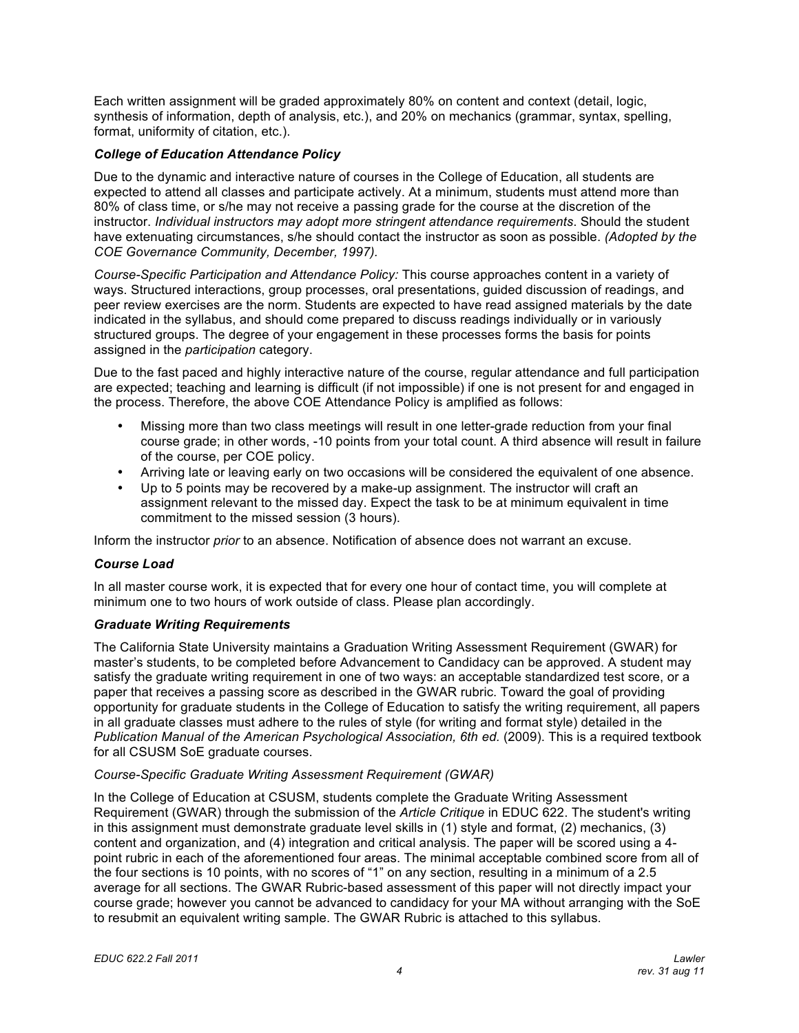Each written assignment will be graded approximately 80% on content and context (detail, logic, synthesis of information, depth of analysis, etc.), and 20% on mechanics (grammar, syntax, spelling, format, uniformity of citation, etc.).

### *College of Education Attendance Policy*

Due to the dynamic and interactive nature of courses in the College of Education, all students are expected to attend all classes and participate actively. At a minimum, students must attend more than 80% of class time, or s/he may not receive a passing grade for the course at the discretion of the instructor. *Individual instructors may adopt more stringent attendance requirements*. Should the student have extenuating circumstances, s/he should contact the instructor as soon as possible. *(Adopted by the COE Governance Community, December, 1997).*

*Course-Specific Participation and Attendance Policy:* This course approaches content in a variety of ways. Structured interactions, group processes, oral presentations, guided discussion of readings, and peer review exercises are the norm. Students are expected to have read assigned materials by the date indicated in the syllabus, and should come prepared to discuss readings individually or in variously structured groups. The degree of your engagement in these processes forms the basis for points assigned in the *participation* category.

Due to the fast paced and highly interactive nature of the course, regular attendance and full participation are expected; teaching and learning is difficult (if not impossible) if one is not present for and engaged in the process. Therefore, the above COE Attendance Policy is amplified as follows:

- Missing more than two class meetings will result in one letter-grade reduction from your final course grade; in other words, -10 points from your total count. A third absence will result in failure of the course, per COE policy.
- Arriving late or leaving early on two occasions will be considered the equivalent of one absence.
- Up to 5 points may be recovered by a make-up assignment. The instructor will craft an assignment relevant to the missed day. Expect the task to be at minimum equivalent in time commitment to the missed session (3 hours).

Inform the instructor *prior* to an absence. Notification of absence does not warrant an excuse.

### *Course Load*

In all master course work, it is expected that for every one hour of contact time, you will complete at minimum one to two hours of work outside of class. Please plan accordingly.

### *Graduate Writing Requirements*

The California State University maintains a Graduation Writing Assessment Requirement (GWAR) for master's students, to be completed before Advancement to Candidacy can be approved. A student may satisfy the graduate writing requirement in one of two ways: an acceptable standardized test score, or a paper that receives a passing score as described in the GWAR rubric. Toward the goal of providing opportunity for graduate students in the College of Education to satisfy the writing requirement, all papers in all graduate classes must adhere to the rules of style (for writing and format style) detailed in the *Publication Manual of the American Psychological Association, 6th ed.* (2009). This is a required textbook for all CSUSM SoE graduate courses.

*Course-Specific Graduate Writing Assessment Requirement (GWAR)*

In the College of Education at CSUSM, students complete the Graduate Writing Assessment Requirement (GWAR) through the submission of the *Article Critique* in EDUC 622. The student's writing in this assignment must demonstrate graduate level skills in (1) style and format, (2) mechanics, (3) content and organization, and (4) integration and critical analysis. The paper will be scored using a 4-point rubric in each of the aforementioned four areas. The minimal acceptable combined score from all of the four sections is 10 points, with no scores of "1" on any section, resulting in a minimum of a 2.5 average for all sections. The GWAR Rubric-based assessment of this paper will not directly impact your course grade; however you cannot be advanced to candidacy for your MA without arranging with the SoE to resubmit an equivalent writing sample. The GWAR Rubric is attached to this syllabus.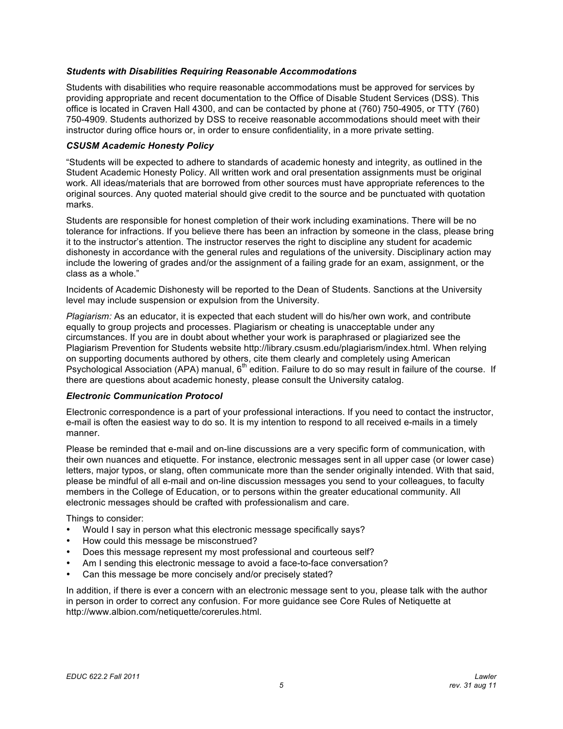### *Students with Disabilities Requiring Reasonable Accommodations*

Students with disabilities who require reasonable accommodations must be approved for services by providing appropriate and recent documentation to the Office of Disable Student Services (DSS). This office is located in Craven Hall 4300, and can be contacted by phone at (760) 750-4905, or TTY (760) 750-4909. Students authorized by DSS to receive reasonable accommodations should meet with their instructor during office hours or, in order to ensure confidentiality, in a more private setting.

### *CSUSM Academic Honesty Policy*

"Students will be expected to adhere to standards of academic honesty and integrity, as outlined in the Student Academic Honesty Policy. All written work and oral presentation assignments must be original work. All ideas/materials that are borrowed from other sources must have appropriate references to the original sources. Any quoted material should give credit to the source and be punctuated with quotation marks.

Students are responsible for honest completion of their work including examinations. There will be no tolerance for infractions. If you believe there has been an infraction by someone in the class, please bring it to the instructor's attention. The instructor reserves the right to discipline any student for academic dishonesty in accordance with the general rules and regulations of the university. Disciplinary action may include the lowering of grades and/or the assignment of a failing grade for an exam, assignment, or the class as a whole."

Incidents of Academic Dishonesty will be reported to the Dean of Students. Sanctions at the University level may include suspension or expulsion from the University.

*Plagiarism:* As an educator, it is expected that each student will do his/her own work, and contribute equally to group projects and processes. Plagiarism or cheating is unacceptable under any circumstances. If you are in doubt about whether your work is paraphrased or plagiarized see the Plagiarism Prevention for Students website http://library.csusm.edu/plagiarism/index.html. When relying on supporting documents authored by others, cite them clearly and completely using American Psychological Association (APA) manual, 6th edition. Failure to do so may result in failure of the course. If there are questions about academic honesty, please consult the University catalog.

### *Electronic Communication Protocol*

Electronic correspondence is a part of your professional interactions. If you need to contact the instructor, e-mail is often the easiest way to do so. It is my intention to respond to all received e-mails in a timely manner.

Please be reminded that e-mail and on-line discussions are a very specific form of communication, with their own nuances and etiquette. For instance, electronic messages sent in all upper case (or lower case) letters, major typos, or slang, often communicate more than the sender originally intended. With that said, please be mindful of all e-mail and on-line discussion messages you send to your colleagues, to faculty members in the College of Education, or to persons within the greater educational community. All electronic messages should be crafted with professionalism and care.

Things to consider:

- Would I say in person what this electronic message specifically says?
- How could this message be misconstrued?
- Does this message represent my most professional and courteous self?
- Am I sending this electronic message to avoid a face-to-face conversation?
- Can this message be more concisely and/or precisely stated?

In addition, if there is ever a concern with an electronic message sent to you, please talk with the author in person in order to correct any confusion. For more guidance see Core Rules of Netiquette at http://www.albion.com/netiquette/corerules.html.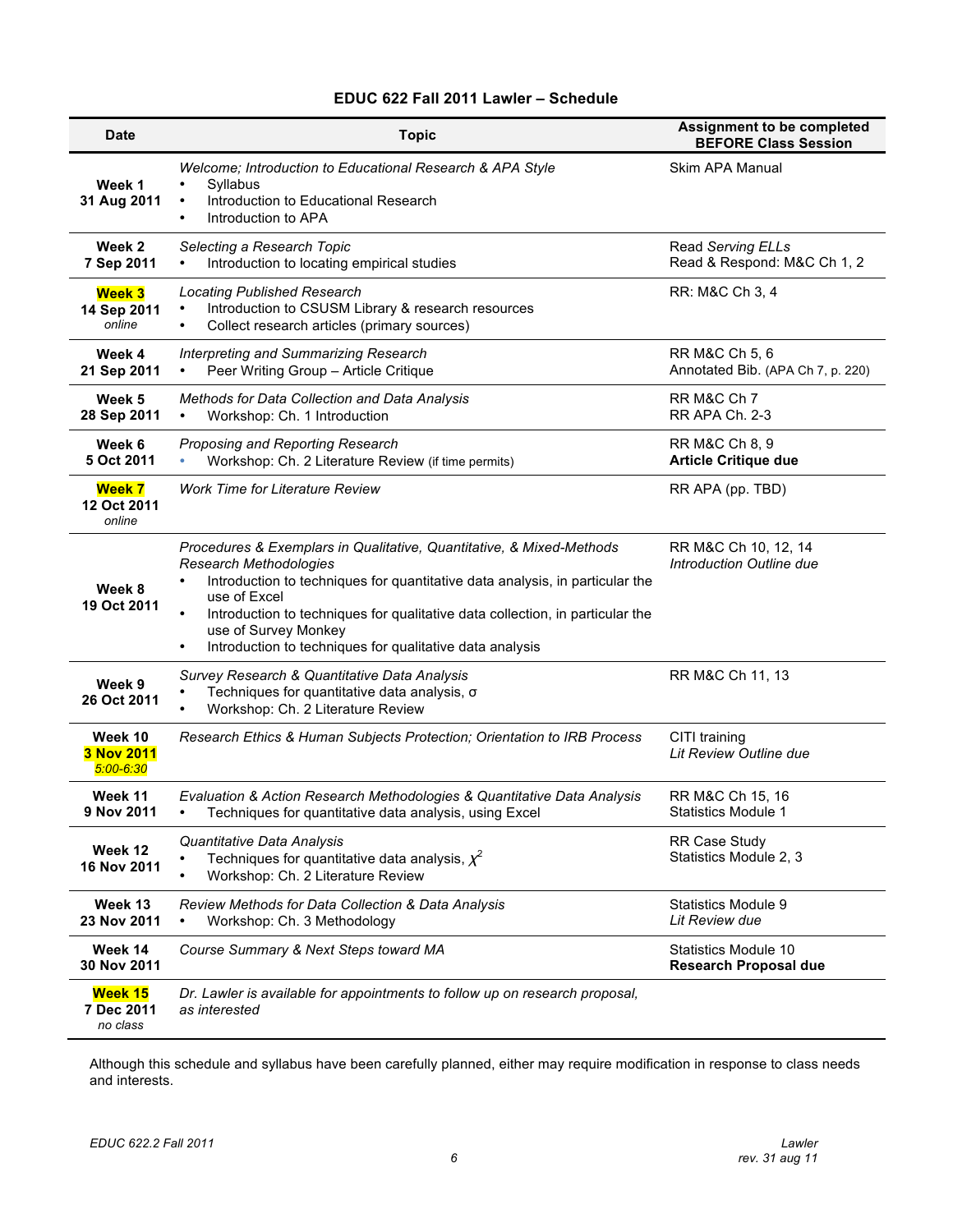### EDUC 622 Fall 2011 Lawler – Schedule

| Date | Topic | Assignment to be completed BEFORE Class Session |
|---|---|---|
| **Week 1**<br>**31 Aug 2011** | *Welcome; Introduction to Educational Research & APA Style*<br>• Syllabus<br>• Introduction to Educational Research<br>• Introduction to APA | Skim APA Manual |
| **Week 2**<br>**7 Sep 2011** | *Selecting a Research Topic*<br>• Introduction to locating empirical studies | Read *Serving ELLs*<br>Read & Respond: M&C Ch 1, 2 |
| **Week 3**<br>**14 Sep 2011**<br>*online* | *Locating Published Research*<br>• Introduction to CSUSM Library & research resources<br>• Collect research articles (primary sources) | RR: M&C Ch 3, 4 |
| **Week 4**<br>**21 Sep 2011** | *Interpreting and Summarizing Research*<br>• Peer Writing Group – Article Critique | RR M&C Ch 5, 6<br>Annotated Bib. (APA Ch 7, p. 220) |
| **Week 5**<br>**28 Sep 2011** | *Methods for Data Collection and Data Analysis*<br>• Workshop: Ch. 1 Introduction | RR M&C Ch 7<br>RR APA Ch. 2-3 |
| **Week 6**<br>**5 Oct 2011** | *Proposing and Reporting Research*<br>• Workshop: Ch. 2 Literature Review (if time permits) | RR M&C Ch 8, 9<br>**Article Critique due** |
| **Week 7**<br>**12 Oct 2011**<br>*online* | *Work Time for Literature Review* | RR APA (pp. TBD) |
| **Week 8**<br>**19 Oct 2011** | *Procedures & Exemplars in Qualitative, Quantitative, & Mixed-Methods Research Methodologies*<br>• Introduction to techniques for quantitative data analysis, in particular the use of Excel<br>• Introduction to techniques for qualitative data collection, in particular the use of Survey Monkey<br>• Introduction to techniques for qualitative data analysis | RR M&C Ch 10, 12, 14<br>*Introduction Outline due* |
| **Week 9**<br>**26 Oct 2011** | *Survey Research & Quantitative Data Analysis*<br>• Techniques for quantitative data analysis, $\sigma$<br>• Workshop: Ch. 2 Literature Review | RR M&C Ch 11, 13 |
| **Week 10**<br>**3 Nov 2011**<br>*5:00-6:30* | *Research Ethics & Human Subjects Protection; Orientation to IRB Process* | CITI training<br>*Lit Review Outline due* |
| **Week 11**<br>**9 Nov 2011** | *Evaluation & Action Research Methodologies & Quantitative Data Analysis*<br>• Techniques for quantitative data analysis, using Excel | RR M&C Ch 15, 16<br>Statistics Module 1 |
| **Week 12**<br>**16 Nov 2011** | *Quantitative Data Analysis*<br>• Techniques for quantitative data analysis, $\chi^2$<br>• Workshop: Ch. 2 Literature Review | RR Case Study<br>Statistics Module 2, 3 |
| **Week 13**<br>**23 Nov 2011** | *Review Methods for Data Collection & Data Analysis*<br>• Workshop: Ch. 3 Methodology | Statistics Module 9<br>*Lit Review due* |
| **Week 14**<br>**30 Nov 2011** | *Course Summary & Next Steps toward MA* | Statistics Module 10<br>**Research Proposal due** |
| **Week 15**<br>**7 Dec 2011**<br>*no class* | *Dr. Lawler is available for appointments to follow up on research proposal, as interested* | |

Although this schedule and syllabus have been carefully planned, either may require modification in response to class needs and interests.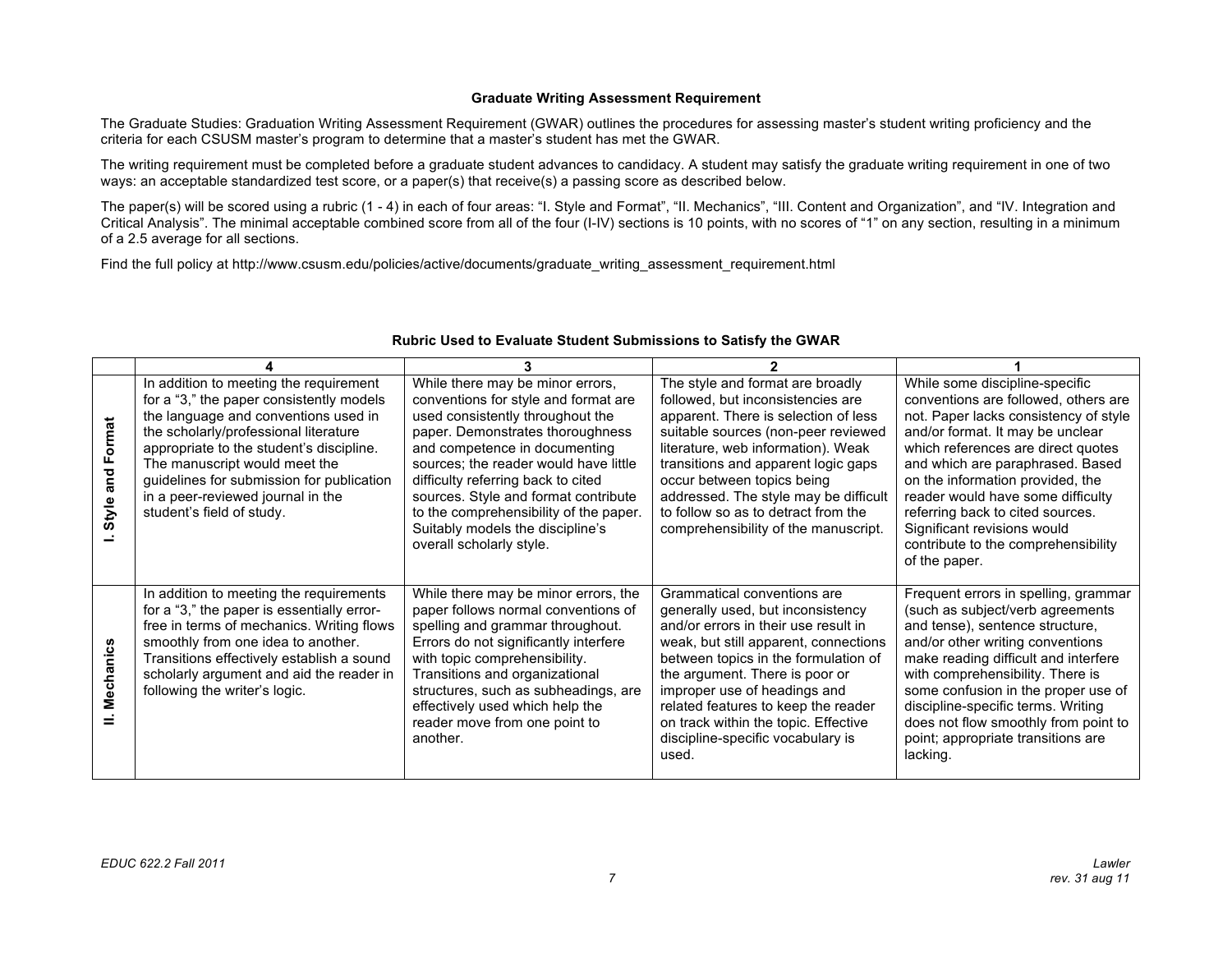**Graduate Writing Assessment Requirement**

The Graduate Studies: Graduation Writing Assessment Requirement (GWAR) outlines the procedures for assessing master's student writing proficiency and the criteria for each CSUSM master's program to determine that a master's student has met the GWAR.

The writing requirement must be completed before a graduate student advances to candidacy. A student may satisfy the graduate writing requirement in one of two ways: an acceptable standardized test score, or a paper(s) that receive(s) a passing score as described below.

The paper(s) will be scored using a rubric (1 - 4) in each of four areas: "I. Style and Format", "II. Mechanics", "III. Content and Organization", and "IV. Integration and Critical Analysis". The minimal acceptable combined score from all of the four (I-IV) sections is 10 points, with no scores of "1" on any section, resulting in a minimum of a 2.5 average for all sections.

Find the full policy at http://www.csusm.edu/policies/active/documents/graduate_writing_assessment_requirement.html

**Rubric Used to Evaluate Student Submissions to Satisfy the GWAR**

| | 4 | 3 | 2 | 1 |
|---|---|---|---|---|
| **I. Style and Format** | In addition to meeting the requirement for a "3," the paper consistently models the language and conventions used in the scholarly/professional literature appropriate to the student's discipline. The manuscript would meet the guidelines for submission for publication in a peer-reviewed journal in the student's field of study. | While there may be minor errors, conventions for style and format are used consistently throughout the paper. Demonstrates thoroughness and competence in documenting sources; the reader would have little difficulty referring back to cited sources. Style and format contribute to the comprehensibility of the paper. Suitably models the discipline's overall scholarly style. | The style and format are broadly followed, but inconsistencies are apparent. There is selection of less suitable sources (non-peer reviewed literature, web information). Weak transitions and apparent logic gaps occur between topics being addressed. The style may be difficult to follow so as to detract from the comprehensibility of the manuscript. | While some discipline-specific conventions are followed, others are not. Paper lacks consistency of style and/or format. It may be unclear which references are direct quotes and which are paraphrased. Based on the information provided, the reader would have some difficulty referring back to cited sources. Significant revisions would contribute to the comprehensibility of the paper. |
| **II. Mechanics** | In addition to meeting the requirements for a "3," the paper is essentially error-free in terms of mechanics. Writing flows smoothly from one idea to another. Transitions effectively establish a sound scholarly argument and aid the reader in following the writer's logic. | While there may be minor errors, the paper follows normal conventions of spelling and grammar throughout. Errors do not significantly interfere with topic comprehensibility. Transitions and organizational structures, such as subheadings, are effectively used which help the reader move from one point to another. | Grammatical conventions are generally used, but inconsistency and/or errors in their use result in weak, but still apparent, connections between topics in the formulation of the argument. There is poor or improper use of headings and related features to keep the reader on track within the topic. Effective discipline-specific vocabulary is used. | Frequent errors in spelling, grammar (such as subject/verb agreements and tense), sentence structure, and/or other writing conventions make reading difficult and interfere with comprehensibility. There is some confusion in the proper use of discipline-specific terms. Writing does not flow smoothly from point to point; appropriate transitions are lacking. |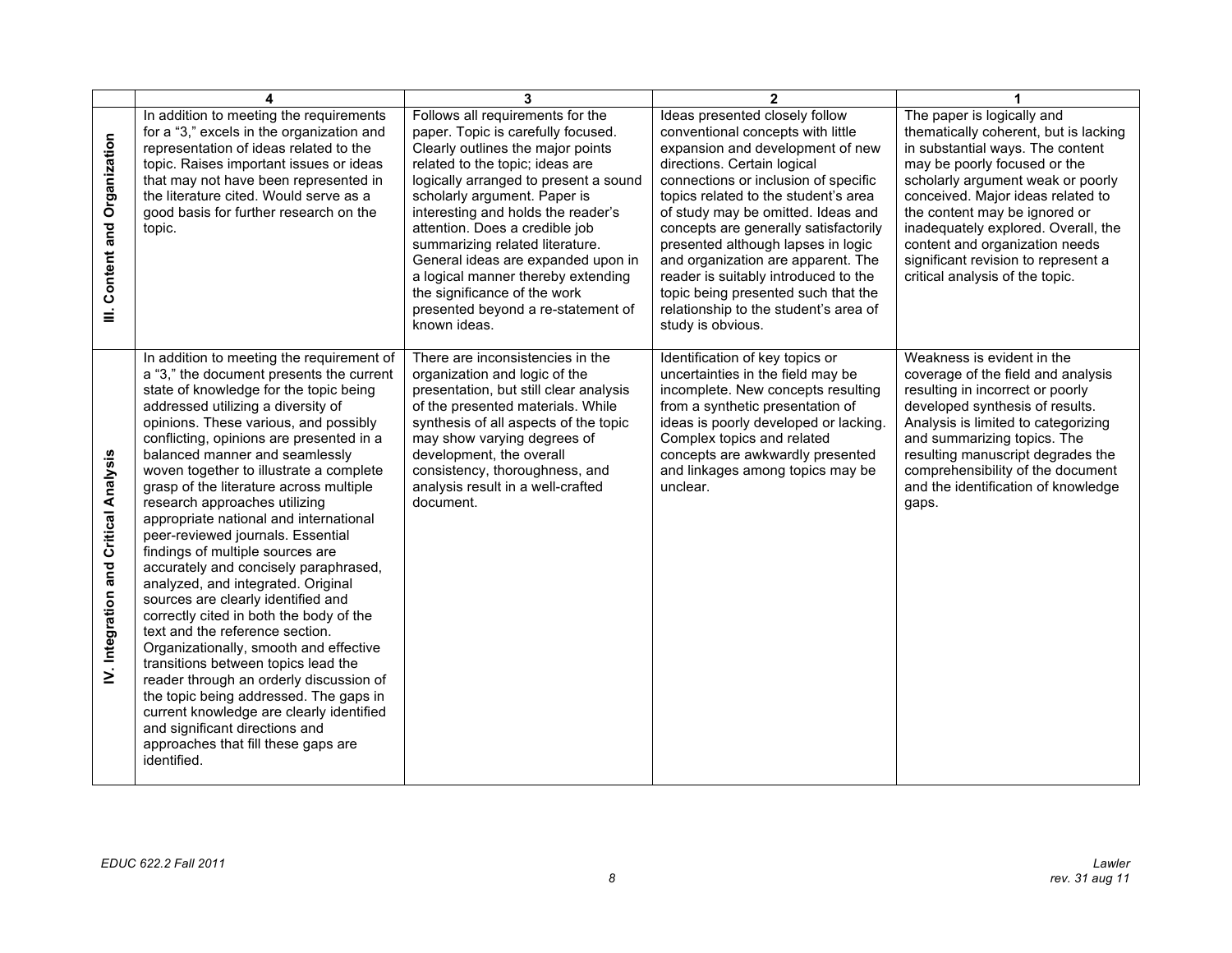| | 4 | 3 | 2 | 1 |
|---|---|---|---|---|
| III. Content and Organization | In addition to meeting the requirements for a "3," excels in the organization and representation of ideas related to the topic. Raises important issues or ideas that may not have been represented in the literature cited. Would serve as a good basis for further research on the topic. | Follows all requirements for the paper. Topic is carefully focused. Clearly outlines the major points related to the topic; ideas are logically arranged to present a sound scholarly argument. Paper is interesting and holds the reader's attention. Does a credible job summarizing related literature. General ideas are expanded upon in a logical manner thereby extending the significance of the work presented beyond a re-statement of known ideas. | Ideas presented closely follow conventional concepts with little expansion and development of new directions. Certain logical connections or inclusion of specific topics related to the student's area of study may be omitted. Ideas and concepts are generally satisfactorily presented although lapses in logic and organization are apparent. The reader is suitably introduced to the topic being presented such that the relationship to the student's area of study is obvious. | The paper is logically and thematically coherent, but is lacking in substantial ways. The content may be poorly focused or the scholarly argument weak or poorly conceived. Major ideas related to the content may be ignored or inadequately explored. Overall, the content and organization needs significant revision to represent a critical analysis of the topic. |
| IV. Integration and Critical Analysis | In addition to meeting the requirement of a "3," the document presents the current state of knowledge for the topic being addressed utilizing a diversity of opinions. These various, and possibly conflicting, opinions are presented in a balanced manner and seamlessly woven together to illustrate a complete grasp of the literature across multiple research approaches utilizing appropriate national and international peer-reviewed journals. Essential findings of multiple sources are accurately and concisely paraphrased, analyzed, and integrated. Original sources are clearly identified and correctly cited in both the body of the text and the reference section. Organizationally, smooth and effective transitions between topics lead the reader through an orderly discussion of the topic being addressed. The gaps in current knowledge are clearly identified and significant directions and approaches that fill these gaps are identified. | There are inconsistencies in the organization and logic of the presentation, but still clear analysis of the presented materials. While synthesis of all aspects of the topic may show varying degrees of development, the overall consistency, thoroughness, and analysis result in a well-crafted document. | Identification of key topics or uncertainties in the field may be incomplete. New concepts resulting from a synthetic presentation of ideas is poorly developed or lacking. Complex topics and related concepts are awkwardly presented and linkages among topics may be unclear. | Weakness is evident in the coverage of the field and analysis resulting in incorrect or poorly developed synthesis of results. Analysis is limited to categorizing and summarizing topics. The resulting manuscript degrades the comprehensibility of the document and the identification of knowledge gaps. |